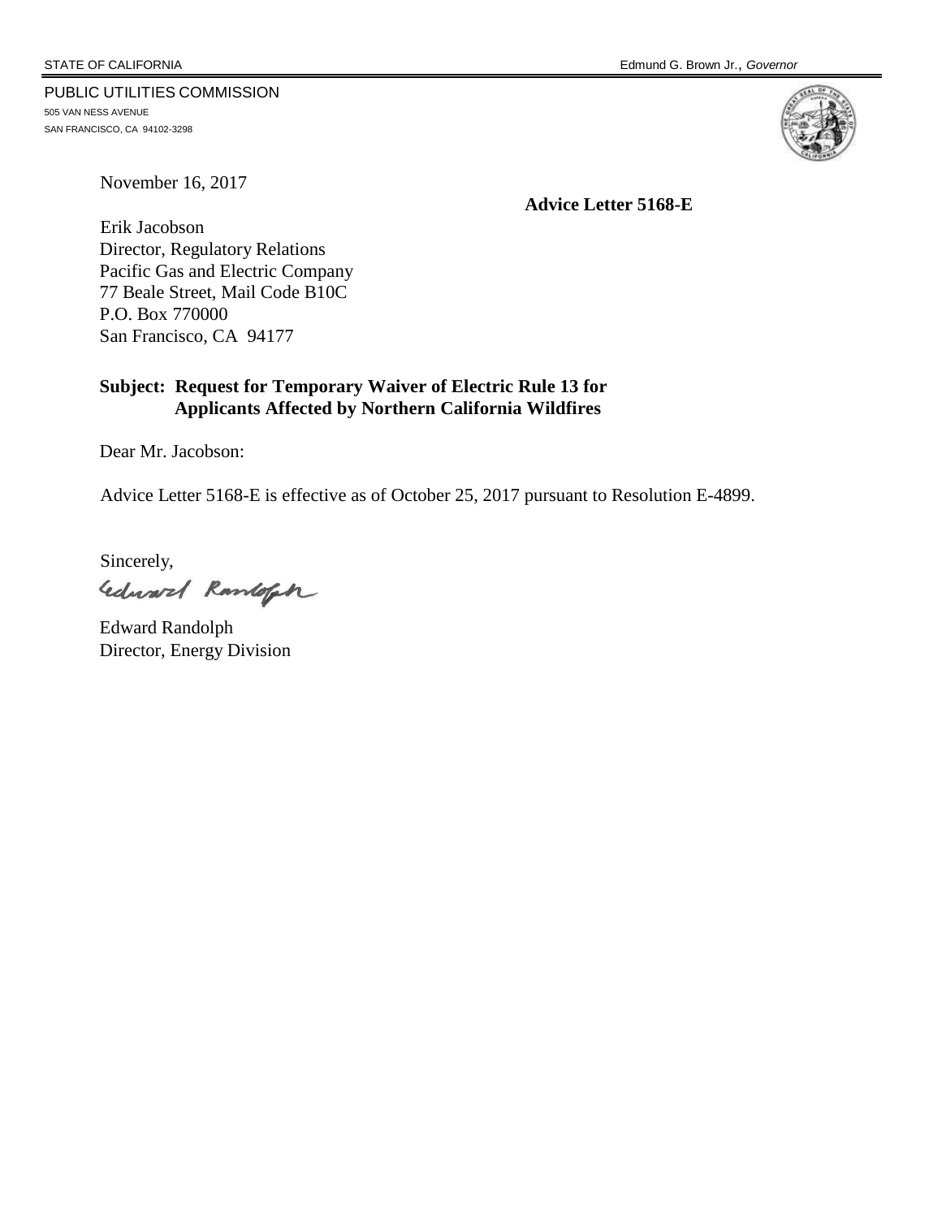STATE OF CALIFORNIA Edmund G. Brown Jr., *Governor*

PUBLIC UTILITIES COMMISSION
505 VAN NESS AVENUE
SAN FRANCISCO, CA 94102-3298

November 16, 2017

**Advice Letter 5168-E**

Erik Jacobson
Director, Regulatory Relations
Pacific Gas and Electric Company
77 Beale Street, Mail Code B10C
P.O. Box 770000
San Francisco, CA 94177

**Subject: Request for Temporary Waiver of Electric Rule 13 for Applicants Affected by Northern California Wildfires**

Dear Mr. Jacobson:

Advice Letter 5168-E is effective as of October 25, 2017 pursuant to Resolution E-4899.

Sincerely,

Edward Randolph

Edward Randolph
Director, Energy Division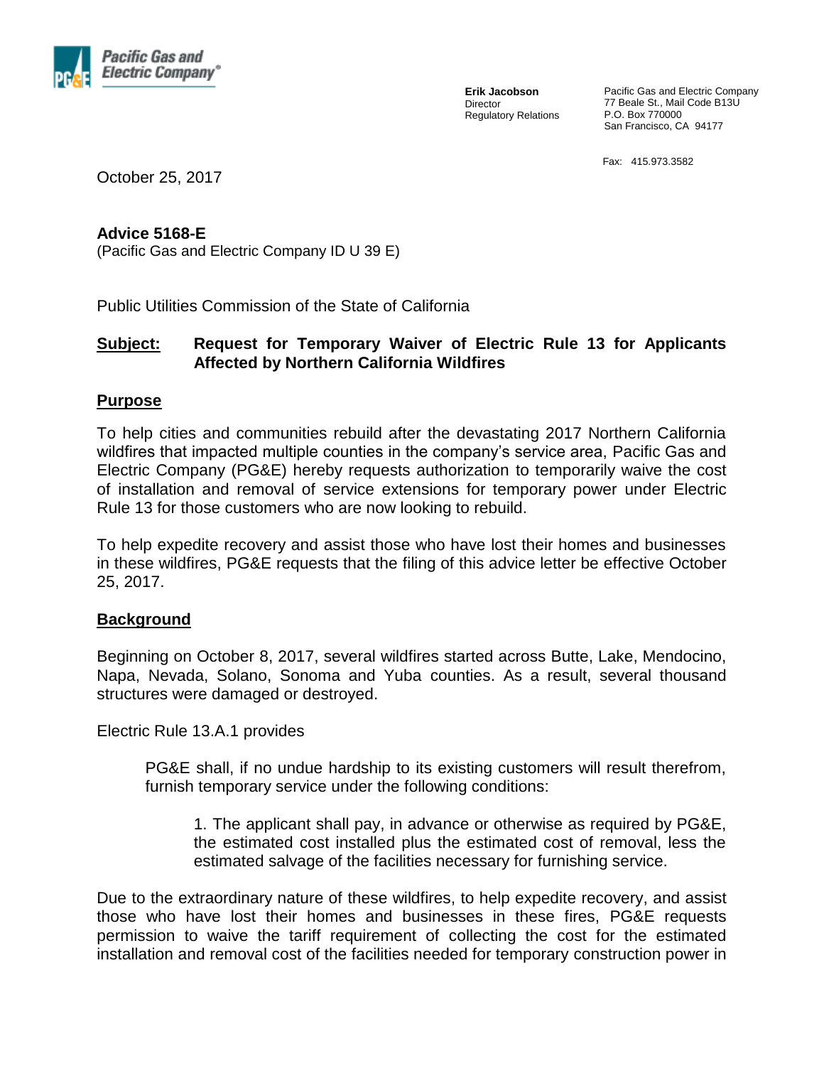**Erik Jacobson**
Director
Regulatory Relations

Pacific Gas and Electric Company
77 Beale St., Mail Code B13U
P.O. Box 770000
San Francisco, CA 94177

Fax: 415.973.3582

October 25, 2017

**Advice 5168-E**
(Pacific Gas and Electric Company ID U 39 E)

Public Utilities Commission of the State of California

**Subject: Request for Temporary Waiver of Electric Rule 13 for Applicants Affected by Northern California Wildfires**

## Purpose

To help cities and communities rebuild after the devastating 2017 Northern California wildfires that impacted multiple counties in the company's service area, Pacific Gas and Electric Company (PG&E) hereby requests authorization to temporarily waive the cost of installation and removal of service extensions for temporary power under Electric Rule 13 for those customers who are now looking to rebuild.

To help expedite recovery and assist those who have lost their homes and businesses in these wildfires, PG&E requests that the filing of this advice letter be effective October 25, 2017.

## Background

Beginning on October 8, 2017, several wildfires started across Butte, Lake, Mendocino, Napa, Nevada, Solano, Sonoma and Yuba counties. As a result, several thousand structures were damaged or destroyed.

Electric Rule 13.A.1 provides

> PG&E shall, if no undue hardship to its existing customers will result therefrom, furnish temporary service under the following conditions:
>
> > 1. The applicant shall pay, in advance or otherwise as required by PG&E, the estimated cost installed plus the estimated cost of removal, less the estimated salvage of the facilities necessary for furnishing service.

Due to the extraordinary nature of these wildfires, to help expedite recovery, and assist those who have lost their homes and businesses in these fires, PG&E requests permission to waive the tariff requirement of collecting the cost for the estimated installation and removal cost of the facilities needed for temporary construction power in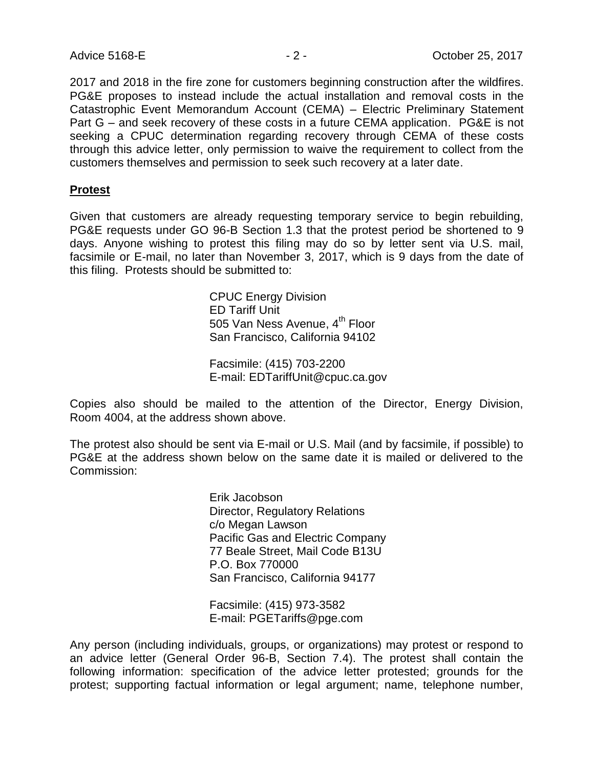2017 and 2018 in the fire zone for customers beginning construction after the wildfires. PG&E proposes to instead include the actual installation and removal costs in the Catastrophic Event Memorandum Account (CEMA) – Electric Preliminary Statement Part G – and seek recovery of these costs in a future CEMA application. PG&E is not seeking a CPUC determination regarding recovery through CEMA of these costs through this advice letter, only permission to waive the requirement to collect from the customers themselves and permission to seek such recovery at a later date.

**Protest**

Given that customers are already requesting temporary service to begin rebuilding, PG&E requests under GO 96-B Section 1.3 that the protest period be shortened to 9 days. Anyone wishing to protest this filing may do so by letter sent via U.S. mail, facsimile or E-mail, no later than November 3, 2017, which is 9 days from the date of this filing. Protests should be submitted to:

CPUC Energy Division
ED Tariff Unit
505 Van Ness Avenue, 4th Floor
San Francisco, California 94102

Facsimile: (415) 703-2200
E-mail: EDTariffUnit@cpuc.ca.gov

Copies also should be mailed to the attention of the Director, Energy Division, Room 4004, at the address shown above.

The protest also should be sent via E-mail or U.S. Mail (and by facsimile, if possible) to PG&E at the address shown below on the same date it is mailed or delivered to the Commission:

Erik Jacobson
Director, Regulatory Relations
c/o Megan Lawson
Pacific Gas and Electric Company
77 Beale Street, Mail Code B13U
P.O. Box 770000
San Francisco, California 94177

Facsimile: (415) 973-3582
E-mail: PGETariffs@pge.com

Any person (including individuals, groups, or organizations) may protest or respond to an advice letter (General Order 96-B, Section 7.4). The protest shall contain the following information: specification of the advice letter protested; grounds for the protest; supporting factual information or legal argument; name, telephone number,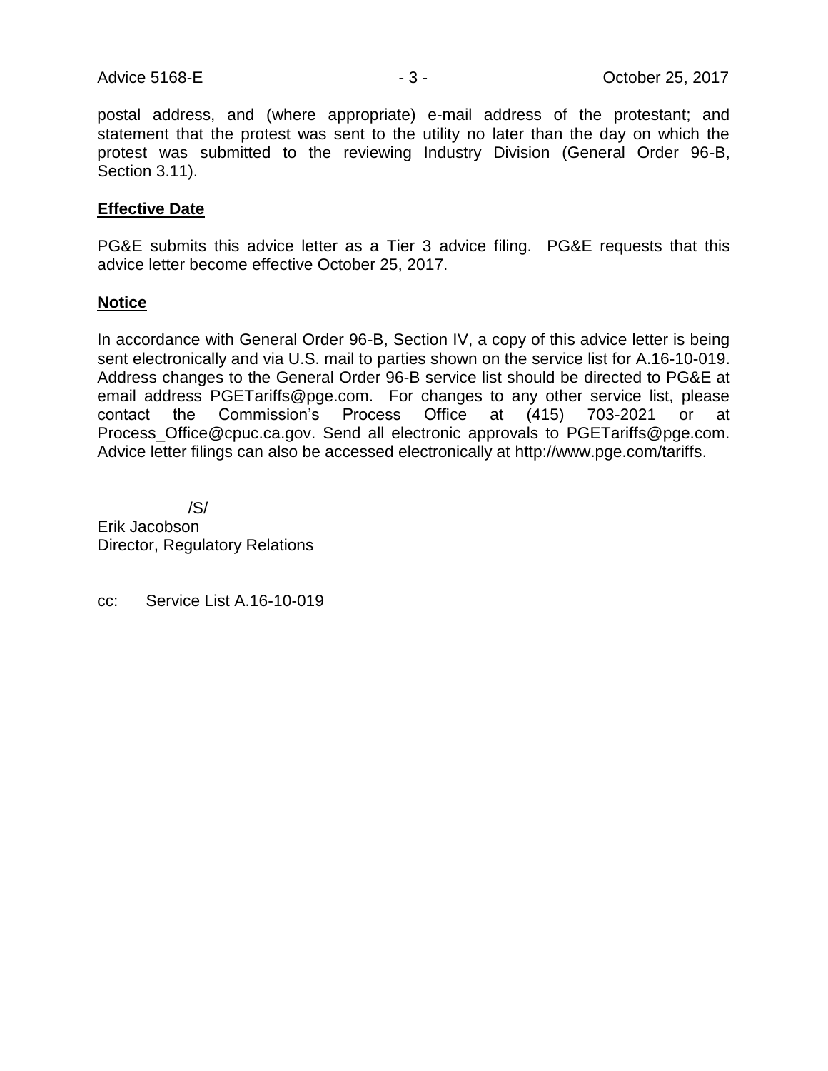postal address, and (where appropriate) e-mail address of the protestant; and statement that the protest was sent to the utility no later than the day on which the protest was submitted to the reviewing Industry Division (General Order 96-B, Section 3.11).

**Effective Date**

PG&E submits this advice letter as a Tier 3 advice filing. PG&E requests that this advice letter become effective October 25, 2017.

**Notice**

In accordance with General Order 96-B, Section IV, a copy of this advice letter is being sent electronically and via U.S. mail to parties shown on the service list for A.16-10-019. Address changes to the General Order 96-B service list should be directed to PG&E at email address PGETariffs@pge.com. For changes to any other service list, please contact the Commission's Process Office at (415) 703-2021 or at Process_Office@cpuc.ca.gov. Send all electronic approvals to PGETariffs@pge.com. Advice letter filings can also be accessed electronically at http://www.pge.com/tariffs.

/S/

Erik Jacobson
Director, Regulatory Relations

cc: Service List A.16-10-019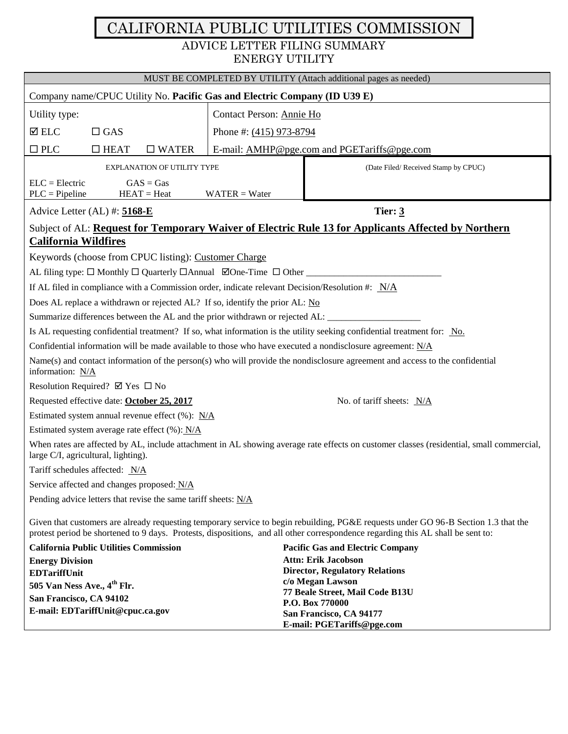# CALIFORNIA PUBLIC UTILITIES COMMISSION

## ADVICE LETTER FILING SUMMARY
## ENERGY UTILITY

MUST BE COMPLETED BY UTILITY (Attach additional pages as needed)

Company name/CPUC Utility No. **Pacific Gas and Electric Company (ID U39 E)**

| Utility type: | Contact Person: Annie Ho |
|---|---|
| ☑ ELC ☐ GAS | Phone #: (415) 973-8794 |
| ☐ PLC ☐ HEAT ☐ WATER | E-mail: AMHP@pge.com and PGETariffs@pge.com |

| EXPLANATION OF UTILITY TYPE | (Date Filed/ Received Stamp by CPUC) |
|---|---|
| ELC = Electric GAS = Gas<br>PLC = Pipeline HEAT = Heat WATER = Water | |

Advice Letter (AL) #: **5168-E** **Tier: 3**

Subject of AL: **Request for Temporary Waiver of Electric Rule 13 for Applicants Affected by Northern California Wildfires**

Keywords (choose from CPUC listing): Customer Charge

AL filing type: ☐ Monthly ☐ Quarterly ☐Annual ☑One-Time ☐ Other ____________________________

If AL filed in compliance with a Commission order, indicate relevant Decision/Resolution #: N/A

Does AL replace a withdrawn or rejected AL? If so, identify the prior AL: No

Summarize differences between the AL and the prior withdrawn or rejected AL: ___________________

Is AL requesting confidential treatment? If so, what information is the utility seeking confidential treatment for: No.

Confidential information will be made available to those who have executed a nondisclosure agreement: N/A

Name(s) and contact information of the person(s) who will provide the nondisclosure agreement and access to the confidential information: N/A

Resolution Required? ☑ Yes ☐ No

Requested effective date: **October 25, 2017** No. of tariff sheets: N/A

Estimated system annual revenue effect (%): N/A

Estimated system average rate effect (%): N/A

When rates are affected by AL, include attachment in AL showing average rate effects on customer classes (residential, small commercial, large C/I, agricultural, lighting).

Tariff schedules affected: N/A

Service affected and changes proposed: N/A

Pending advice letters that revise the same tariff sheets: N/A

Given that customers are already requesting temporary service to begin rebuilding, PG&E requests under GO 96-B Section 1.3 that the protest period be shortened to 9 days. Protests, dispositions, and all other correspondence regarding this AL shall be sent to:

**California Public Utilities Commission**
**Energy Division**
**EDTariffUnit**
**505 Van Ness Ave., 4th Flr.**
**San Francisco, CA 94102**
**E-mail: EDTariffUnit@cpuc.ca.gov**

**Pacific Gas and Electric Company**
**Attn: Erik Jacobson**
**Director, Regulatory Relations**
**c/o Megan Lawson**
**77 Beale Street, Mail Code B13U**
**P.O. Box 770000**
**San Francisco, CA 94177**
**E-mail: PGETariffs@pge.com**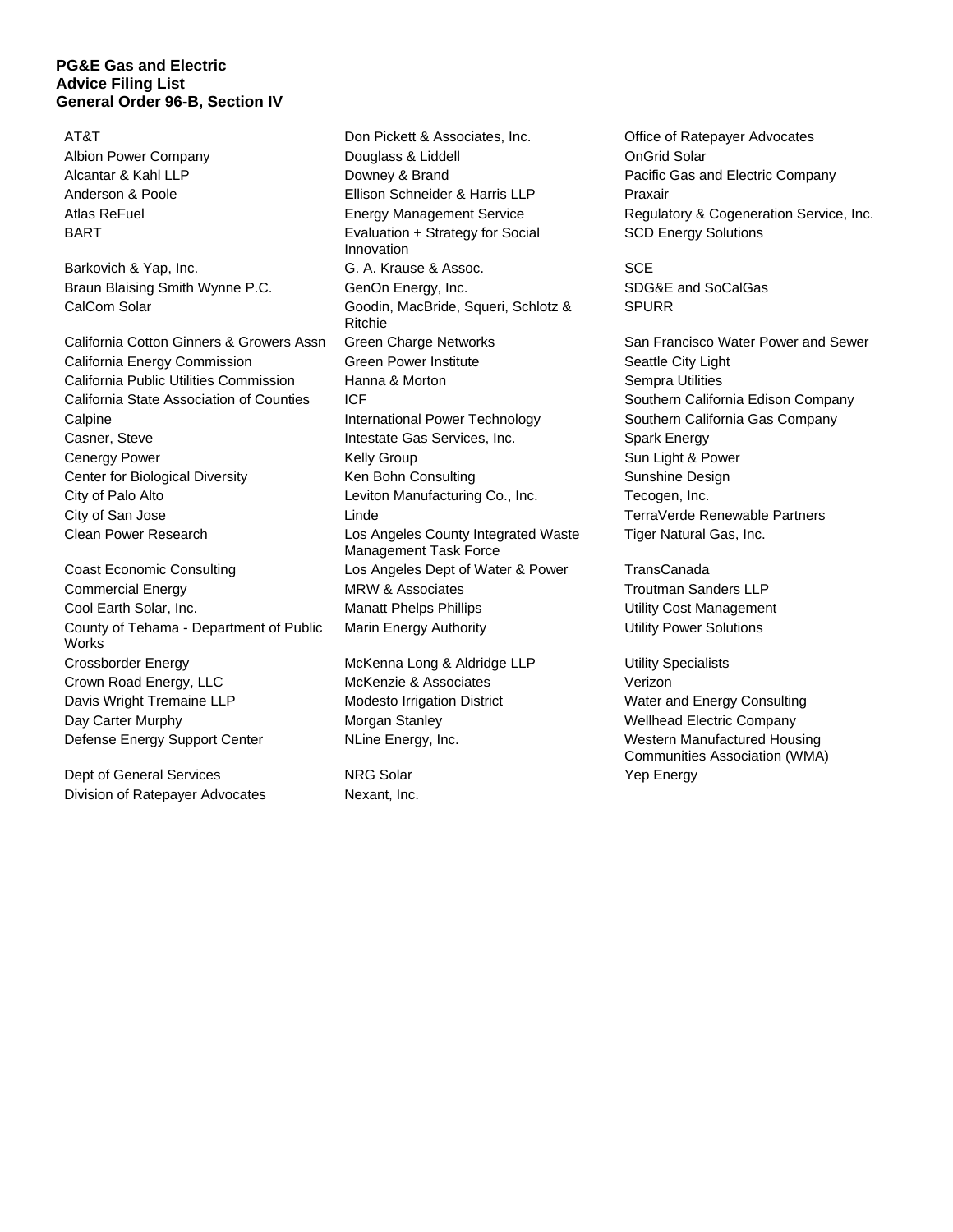**PG&E Gas and Electric**
**Advice Filing List**
**General Order 96-B, Section IV**

AT&T
Albion Power Company
Alcantar & Kahl LLP
Anderson & Poole
Atlas ReFuel
BART
Barkovich & Yap, Inc.
Braun Blaising Smith Wynne P.C.
CalCom Solar
California Cotton Ginners & Growers Assn
California Energy Commission
California Public Utilities Commission
California State Association of Counties
Calpine
Casner, Steve
Cenergy Power
Center for Biological Diversity
City of Palo Alto
City of San Jose
Clean Power Research
Coast Economic Consulting
Commercial Energy
Cool Earth Solar, Inc.
County of Tehama - Department of Public Works
Crossborder Energy
Crown Road Energy, LLC
Davis Wright Tremaine LLP
Day Carter Murphy
Defense Energy Support Center
Dept of General Services
Division of Ratepayer Advocates

Don Pickett & Associates, Inc.
Douglass & Liddell
Downey & Brand
Ellison Schneider & Harris LLP
Energy Management Service
Evaluation + Strategy for Social Innovation
G. A. Krause & Assoc.
GenOn Energy, Inc.
Goodin, MacBride, Squeri, Schlotz & Ritchie
Green Charge Networks
Green Power Institute
Hanna & Morton
ICF
International Power Technology
Intestate Gas Services, Inc.
Kelly Group
Ken Bohn Consulting
Leviton Manufacturing Co., Inc.
Linde
Los Angeles County Integrated Waste Management Task Force
Los Angeles Dept of Water & Power
MRW & Associates
Manatt Phelps Phillips
Marin Energy Authority
McKenna Long & Aldridge LLP
McKenzie & Associates
Modesto Irrigation District
Morgan Stanley
NLine Energy, Inc.
NRG Solar
Nexant, Inc.

Office of Ratepayer Advocates
OnGrid Solar
Pacific Gas and Electric Company
Praxair
Regulatory & Cogeneration Service, Inc.
SCD Energy Solutions
SCE
SDG&E and SoCalGas
SPURR
San Francisco Water Power and Sewer
Seattle City Light
Sempra Utilities
Southern California Edison Company
Southern California Gas Company
Spark Energy
Sun Light & Power
Sunshine Design
Tecogen, Inc.
TerraVerde Renewable Partners
Tiger Natural Gas, Inc.
TransCanada
Troutman Sanders LLP
Utility Cost Management
Utility Power Solutions
Utility Specialists
Verizon
Water and Energy Consulting
Wellhead Electric Company
Western Manufactured Housing Communities Association (WMA)
Yep Energy